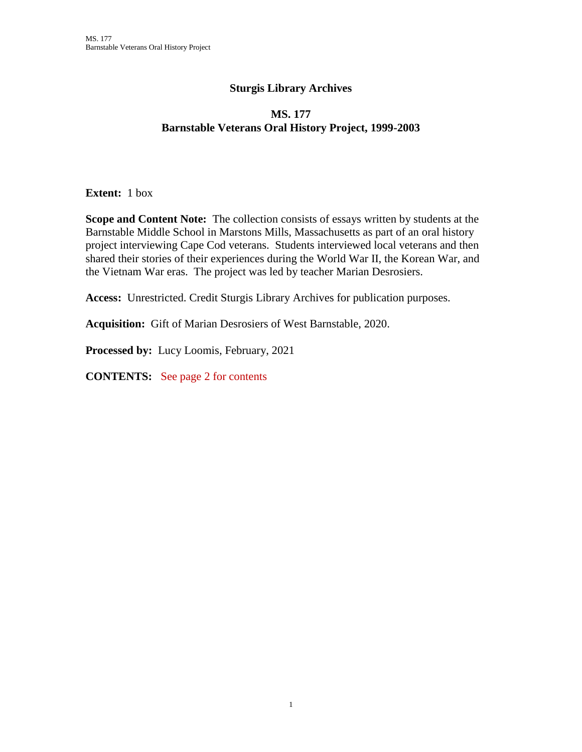# Sturgis Library Archives

## MS. 177
## Barnstable Veterans Oral History Project, 1999-2003

**Extent:** 1 box

**Scope and Content Note:** The collection consists of essays written by students at the Barnstable Middle School in Marstons Mills, Massachusetts as part of an oral history project interviewing Cape Cod veterans. Students interviewed local veterans and then shared their stories of their experiences during the World War II, the Korean War, and the Vietnam War eras. The project was led by teacher Marian Desrosiers.

**Access:** Unrestricted. Credit Sturgis Library Archives for publication purposes.

**Acquisition:** Gift of Marian Desrosiers of West Barnstable, 2020.

**Processed by:** Lucy Loomis, February, 2021

**CONTENTS:** See page 2 for contents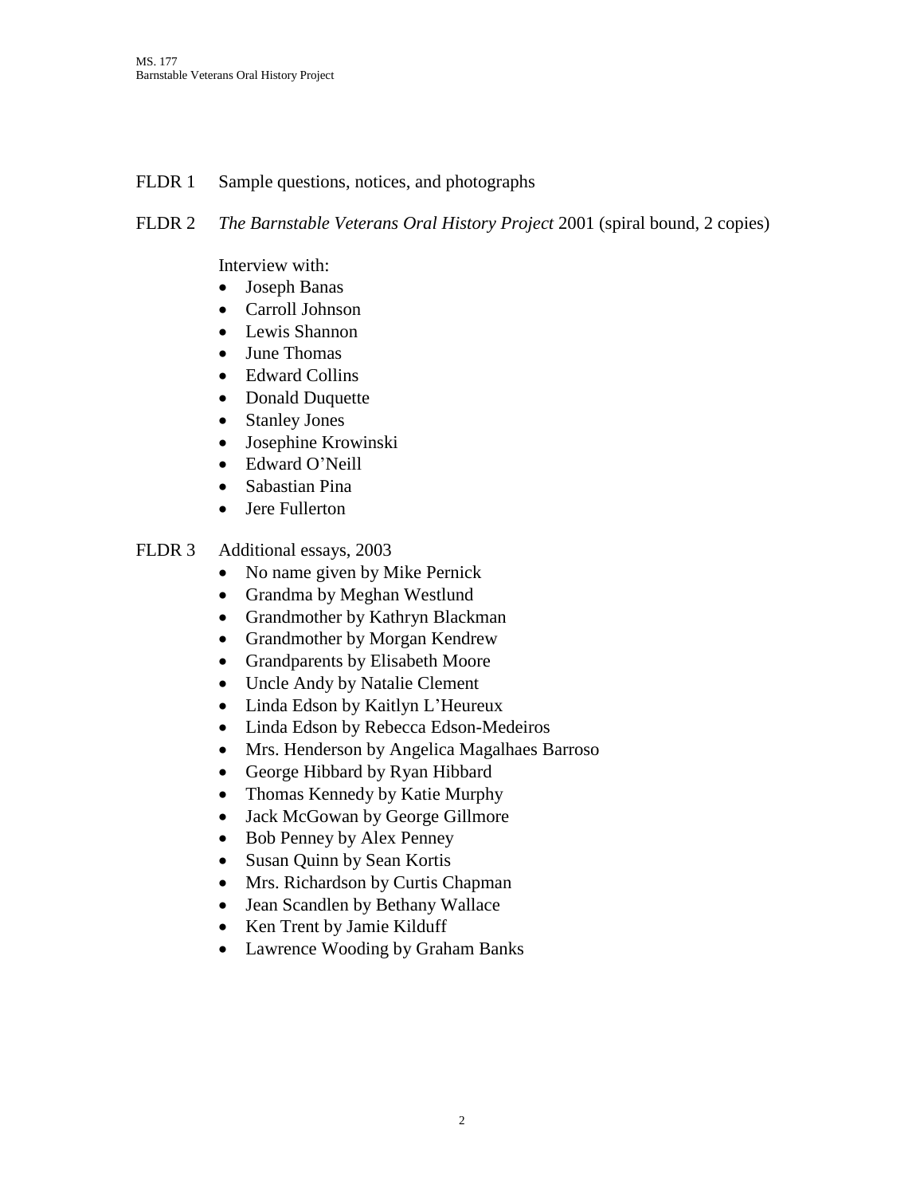FLDR 1 Sample questions, notices, and photographs

FLDR 2 *The Barnstable Veterans Oral History Project* 2001 (spiral bound, 2 copies)

Interview with:

- Joseph Banas
- Carroll Johnson
- Lewis Shannon
- June Thomas
- Edward Collins
- Donald Duquette
- Stanley Jones
- Josephine Krowinski
- Edward O'Neill
- Sabastian Pina
- Jere Fullerton

FLDR 3 Additional essays, 2003

- No name given by Mike Pernick
- Grandma by Meghan Westlund
- Grandmother by Kathryn Blackman
- Grandmother by Morgan Kendrew
- Grandparents by Elisabeth Moore
- Uncle Andy by Natalie Clement
- Linda Edson by Kaitlyn L'Heureux
- Linda Edson by Rebecca Edson-Medeiros
- Mrs. Henderson by Angelica Magalhaes Barroso
- George Hibbard by Ryan Hibbard
- Thomas Kennedy by Katie Murphy
- Jack McGowan by George Gillmore
- Bob Penney by Alex Penney
- Susan Quinn by Sean Kortis
- Mrs. Richardson by Curtis Chapman
- Jean Scandlen by Bethany Wallace
- Ken Trent by Jamie Kilduff
- Lawrence Wooding by Graham Banks